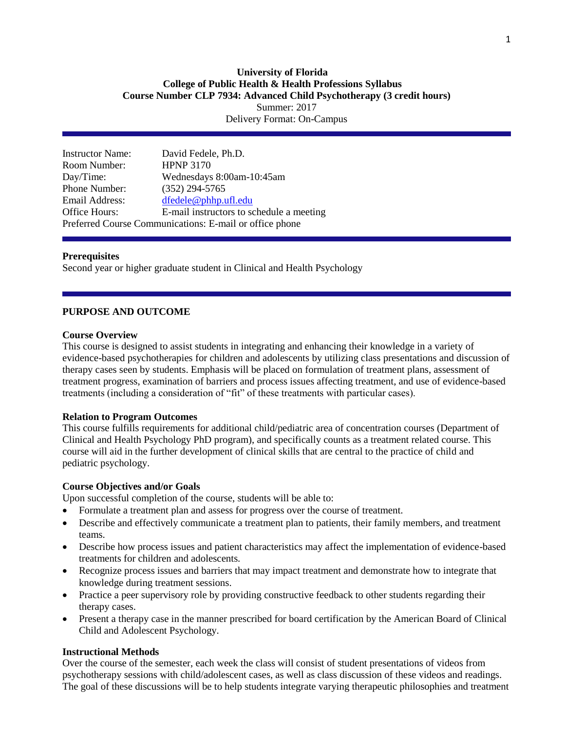**University of Florida**
**College of Public Health & Health Professions Syllabus**
**Course Number CLP 7934: Advanced Child Psychotherapy (3 credit hours)**
Summer: 2017
Delivery Format: On-Campus

| | |
|---|---|
| Instructor Name: | David Fedele, Ph.D. |
| Room Number: | HPNP 3170 |
| Day/Time: | Wednesdays 8:00am-10:45am |
| Phone Number: | (352) 294-5765 |
| Email Address: | dfedele@phhp.ufl.edu |
| Office Hours: | E-mail instructors to schedule a meeting |

Preferred Course Communications: E-mail or office phone

## Prerequisites

Second year or higher graduate student in Clinical and Health Psychology

## PURPOSE AND OUTCOME

### Course Overview

This course is designed to assist students in integrating and enhancing their knowledge in a variety of evidence-based psychotherapies for children and adolescents by utilizing class presentations and discussion of therapy cases seen by students. Emphasis will be placed on formulation of treatment plans, assessment of treatment progress, examination of barriers and process issues affecting treatment, and use of evidence-based treatments (including a consideration of "fit" of these treatments with particular cases).

### Relation to Program Outcomes

This course fulfills requirements for additional child/pediatric area of concentration courses (Department of Clinical and Health Psychology PhD program), and specifically counts as a treatment related course. This course will aid in the further development of clinical skills that are central to the practice of child and pediatric psychology.

### Course Objectives and/or Goals

Upon successful completion of the course, students will be able to:

- Formulate a treatment plan and assess for progress over the course of treatment.
- Describe and effectively communicate a treatment plan to patients, their family members, and treatment teams.
- Describe how process issues and patient characteristics may affect the implementation of evidence-based treatments for children and adolescents.
- Recognize process issues and barriers that may impact treatment and demonstrate how to integrate that knowledge during treatment sessions.
- Practice a peer supervisory role by providing constructive feedback to other students regarding their therapy cases.
- Present a therapy case in the manner prescribed for board certification by the American Board of Clinical Child and Adolescent Psychology.

### Instructional Methods

Over the course of the semester, each week the class will consist of student presentations of videos from psychotherapy sessions with child/adolescent cases, as well as class discussion of these videos and readings. The goal of these discussions will be to help students integrate varying therapeutic philosophies and treatment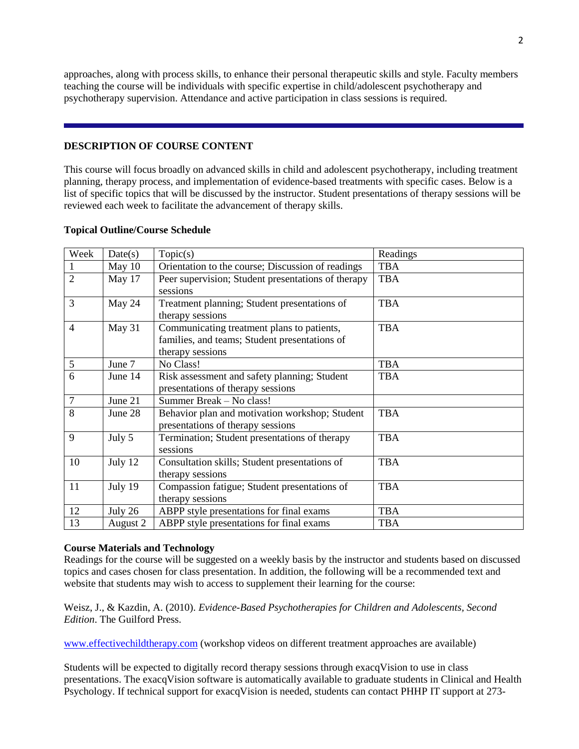approaches, along with process skills, to enhance their personal therapeutic skills and style. Faculty members teaching the course will be individuals with specific expertise in child/adolescent psychotherapy and psychotherapy supervision. Attendance and active participation in class sessions is required.

---

## DESCRIPTION OF COURSE CONTENT

This course will focus broadly on advanced skills in child and adolescent psychotherapy, including treatment planning, therapy process, and implementation of evidence-based treatments with specific cases. Below is a list of specific topics that will be discussed by the instructor. Student presentations of therapy sessions will be reviewed each week to facilitate the advancement of therapy skills.

### Topical Outline/Course Schedule

| Week | Date(s) | Topic(s) | Readings |
|---|---|---|---|
| 1 | May 10 | Orientation to the course; Discussion of readings | TBA |
| 2 | May 17 | Peer supervision; Student presentations of therapy sessions | TBA |
| 3 | May 24 | Treatment planning; Student presentations of therapy sessions | TBA |
| 4 | May 31 | Communicating treatment plans to patients, families, and teams; Student presentations of therapy sessions | TBA |
| 5 | June 7 | No Class! | TBA |
| 6 | June 14 | Risk assessment and safety planning; Student presentations of therapy sessions | TBA |
| 7 | June 21 | Summer Break – No class! | |
| 8 | June 28 | Behavior plan and motivation workshop; Student presentations of therapy sessions | TBA |
| 9 | July 5 | Termination; Student presentations of therapy sessions | TBA |
| 10 | July 12 | Consultation skills; Student presentations of therapy sessions | TBA |
| 11 | July 19 | Compassion fatigue; Student presentations of therapy sessions | TBA |
| 12 | July 26 | ABPP style presentations for final exams | TBA |
| 13 | August 2 | ABPP style presentations for final exams | TBA |

### Course Materials and Technology

Readings for the course will be suggested on a weekly basis by the instructor and students based on discussed topics and cases chosen for class presentation. In addition, the following will be a recommended text and website that students may wish to access to supplement their learning for the course:

Weisz, J., & Kazdin, A. (2010). *Evidence-Based Psychotherapies for Children and Adolescents, Second Edition*. The Guilford Press.

[www.effectivechildtherapy.com](http://www.effectivechildtherapy.com) (workshop videos on different treatment approaches are available)

Students will be expected to digitally record therapy sessions through exacqVision to use in class presentations. The exacqVision software is automatically available to graduate students in Clinical and Health Psychology. If technical support for exacqVision is needed, students can contact PHHP IT support at 273-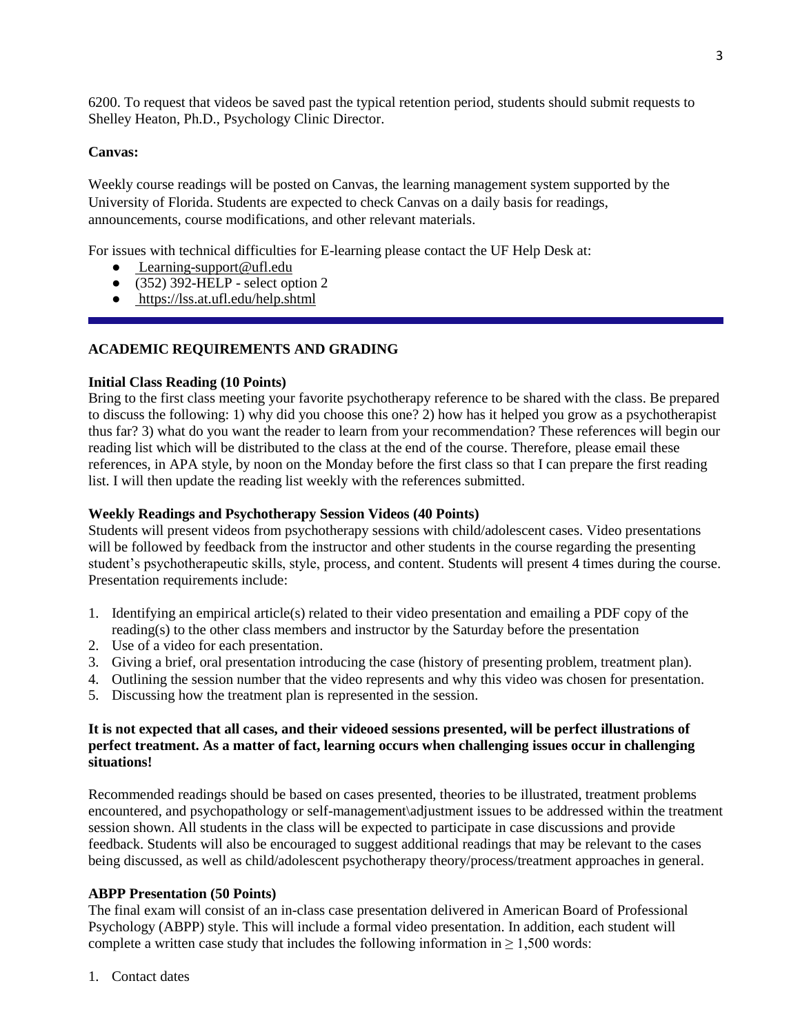6200. To request that videos be saved past the typical retention period, students should submit requests to Shelley Heaton, Ph.D., Psychology Clinic Director.

**Canvas:**

Weekly course readings will be posted on Canvas, the learning management system supported by the University of Florida. Students are expected to check Canvas on a daily basis for readings, announcements, course modifications, and other relevant materials.

For issues with technical difficulties for E-learning please contact the UF Help Desk at:

- Learning-support@ufl.edu
- (352) 392-HELP - select option 2
- https://lss.at.ufl.edu/help.shtml

---

## ACADEMIC REQUIREMENTS AND GRADING

**Initial Class Reading (10 Points)**

Bring to the first class meeting your favorite psychotherapy reference to be shared with the class. Be prepared to discuss the following: 1) why did you choose this one? 2) how has it helped you grow as a psychotherapist thus far? 3) what do you want the reader to learn from your recommendation? These references will begin our reading list which will be distributed to the class at the end of the course. Therefore, please email these references, in APA style, by noon on the Monday before the first class so that I can prepare the first reading list. I will then update the reading list weekly with the references submitted.

**Weekly Readings and Psychotherapy Session Videos (40 Points)**

Students will present videos from psychotherapy sessions with child/adolescent cases. Video presentations will be followed by feedback from the instructor and other students in the course regarding the presenting student's psychotherapeutic skills, style, process, and content. Students will present 4 times during the course. Presentation requirements include:

1. Identifying an empirical article(s) related to their video presentation and emailing a PDF copy of the reading(s) to the other class members and instructor by the Saturday before the presentation
2. Use of a video for each presentation.
3. Giving a brief, oral presentation introducing the case (history of presenting problem, treatment plan).
4. Outlining the session number that the video represents and why this video was chosen for presentation.
5. Discussing how the treatment plan is represented in the session.

**It is not expected that all cases, and their videoed sessions presented, will be perfect illustrations of perfect treatment. As a matter of fact, learning occurs when challenging issues occur in challenging situations!**

Recommended readings should be based on cases presented, theories to be illustrated, treatment problems encountered, and psychopathology or self-management\adjustment issues to be addressed within the treatment session shown. All students in the class will be expected to participate in case discussions and provide feedback. Students will also be encouraged to suggest additional readings that may be relevant to the cases being discussed, as well as child/adolescent psychotherapy theory/process/treatment approaches in general.

**ABPP Presentation (50 Points)**

The final exam will consist of an in-class case presentation delivered in American Board of Professional Psychology (ABPP) style. This will include a formal video presentation. In addition, each student will complete a written case study that includes the following information in $\geq$ 1,500 words:

1. Contact dates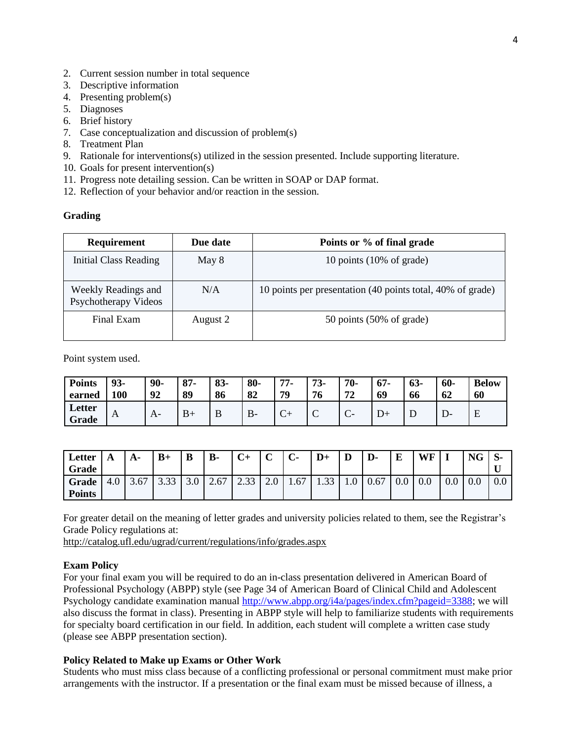2. Current session number in total sequence
3. Descriptive information
4. Presenting problem(s)
5. Diagnoses
6. Brief history
7. Case conceptualization and discussion of problem(s)
8. Treatment Plan
9. Rationale for interventions(s) utilized in the session presented. Include supporting literature.
10. Goals for present intervention(s)
11. Progress note detailing session. Can be written in SOAP or DAP format.
12. Reflection of your behavior and/or reaction in the session.

**Grading**

| Requirement | Due date | Points or % of final grade |
|---|---|---|
| Initial Class Reading | May 8 | 10 points (10% of grade) |
| Weekly Readings and Psychotherapy Videos | N/A | 10 points per presentation (40 points total, 40% of grade) |
| Final Exam | August 2 | 50 points (50% of grade) |

Point system used.

| Points earned | 93-100 | 90-92 | 87-89 | 83-86 | 80-82 | 77-79 | 73-76 | 70-72 | 67-69 | 63-66 | 60-62 | Below 60 |
|---|---|---|---|---|---|---|---|---|---|---|---|---|
| Letter Grade | A | A- | B+ | B | B- | C+ | C | C- | D+ | D | D- | E |

| Letter Grade | A | A- | B+ | B | B- | C+ | C | C- | D+ | D | D- | E | WF | I | NG | S-U |
|---|---|---|---|---|---|---|---|---|---|---|---|---|---|---|---|---|
| Grade Points | 4.0 | 3.67 | 3.33 | 3.0 | 2.67 | 2.33 | 2.0 | 1.67 | 1.33 | 1.0 | 0.67 | 0.0 | 0.0 | 0.0 | 0.0 | 0.0 |

For greater detail on the meaning of letter grades and university policies related to them, see the Registrar's Grade Policy regulations at:
http://catalog.ufl.edu/ugrad/current/regulations/info/grades.aspx

**Exam Policy**

For your final exam you will be required to do an in-class presentation delivered in American Board of Professional Psychology (ABPP) style (see Page 34 of American Board of Clinical Child and Adolescent Psychology candidate examination manual http://www.abpp.org/i4a/pages/index.cfm?pageid=3388; we will also discuss the format in class). Presenting in ABPP style will help to familiarize students with requirements for specialty board certification in our field. In addition, each student will complete a written case study (please see ABPP presentation section).

**Policy Related to Make up Exams or Other Work**

Students who must miss class because of a conflicting professional or personal commitment must make prior arrangements with the instructor. If a presentation or the final exam must be missed because of illness, a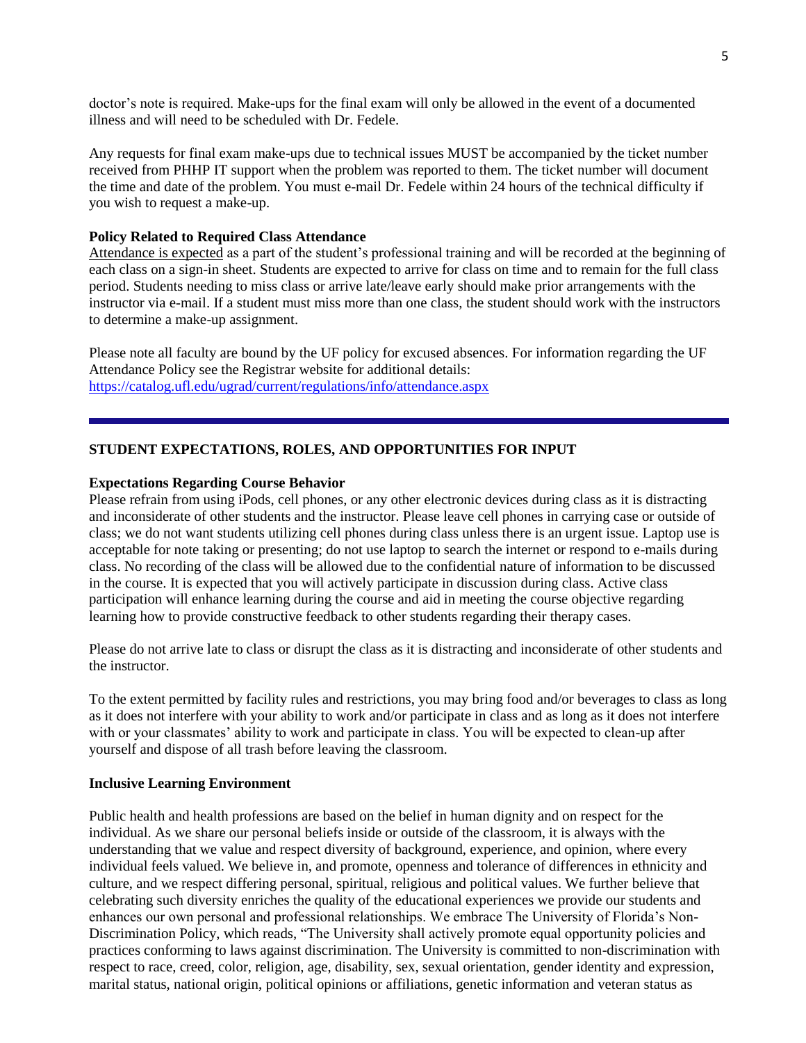doctor's note is required. Make-ups for the final exam will only be allowed in the event of a documented illness and will need to be scheduled with Dr. Fedele.

Any requests for final exam make-ups due to technical issues MUST be accompanied by the ticket number received from PHHP IT support when the problem was reported to them. The ticket number will document the time and date of the problem. You must e-mail Dr. Fedele within 24 hours of the technical difficulty if you wish to request a make-up.

**Policy Related to Required Class Attendance**

Attendance is expected as a part of the student's professional training and will be recorded at the beginning of each class on a sign-in sheet. Students are expected to arrive for class on time and to remain for the full class period. Students needing to miss class or arrive late/leave early should make prior arrangements with the instructor via e-mail. If a student must miss more than one class, the student should work with the instructors to determine a make-up assignment.

Please note all faculty are bound by the UF policy for excused absences. For information regarding the UF Attendance Policy see the Registrar website for additional details: https://catalog.ufl.edu/ugrad/current/regulations/info/attendance.aspx

---

## STUDENT EXPECTATIONS, ROLES, AND OPPORTUNITIES FOR INPUT

**Expectations Regarding Course Behavior**

Please refrain from using iPods, cell phones, or any other electronic devices during class as it is distracting and inconsiderate of other students and the instructor. Please leave cell phones in carrying case or outside of class; we do not want students utilizing cell phones during class unless there is an urgent issue. Laptop use is acceptable for note taking or presenting; do not use laptop to search the internet or respond to e-mails during class. No recording of the class will be allowed due to the confidential nature of information to be discussed in the course. It is expected that you will actively participate in discussion during class. Active class participation will enhance learning during the course and aid in meeting the course objective regarding learning how to provide constructive feedback to other students regarding their therapy cases.

Please do not arrive late to class or disrupt the class as it is distracting and inconsiderate of other students and the instructor.

To the extent permitted by facility rules and restrictions, you may bring food and/or beverages to class as long as it does not interfere with your ability to work and/or participate in class and as long as it does not interfere with or your classmates' ability to work and participate in class. You will be expected to clean-up after yourself and dispose of all trash before leaving the classroom.

**Inclusive Learning Environment**

Public health and health professions are based on the belief in human dignity and on respect for the individual. As we share our personal beliefs inside or outside of the classroom, it is always with the understanding that we value and respect diversity of background, experience, and opinion, where every individual feels valued. We believe in, and promote, openness and tolerance of differences in ethnicity and culture, and we respect differing personal, spiritual, religious and political values. We further believe that celebrating such diversity enriches the quality of the educational experiences we provide our students and enhances our own personal and professional relationships. We embrace The University of Florida's Non-Discrimination Policy, which reads, "The University shall actively promote equal opportunity policies and practices conforming to laws against discrimination. The University is committed to non-discrimination with respect to race, creed, color, religion, age, disability, sex, sexual orientation, gender identity and expression, marital status, national origin, political opinions or affiliations, genetic information and veteran status as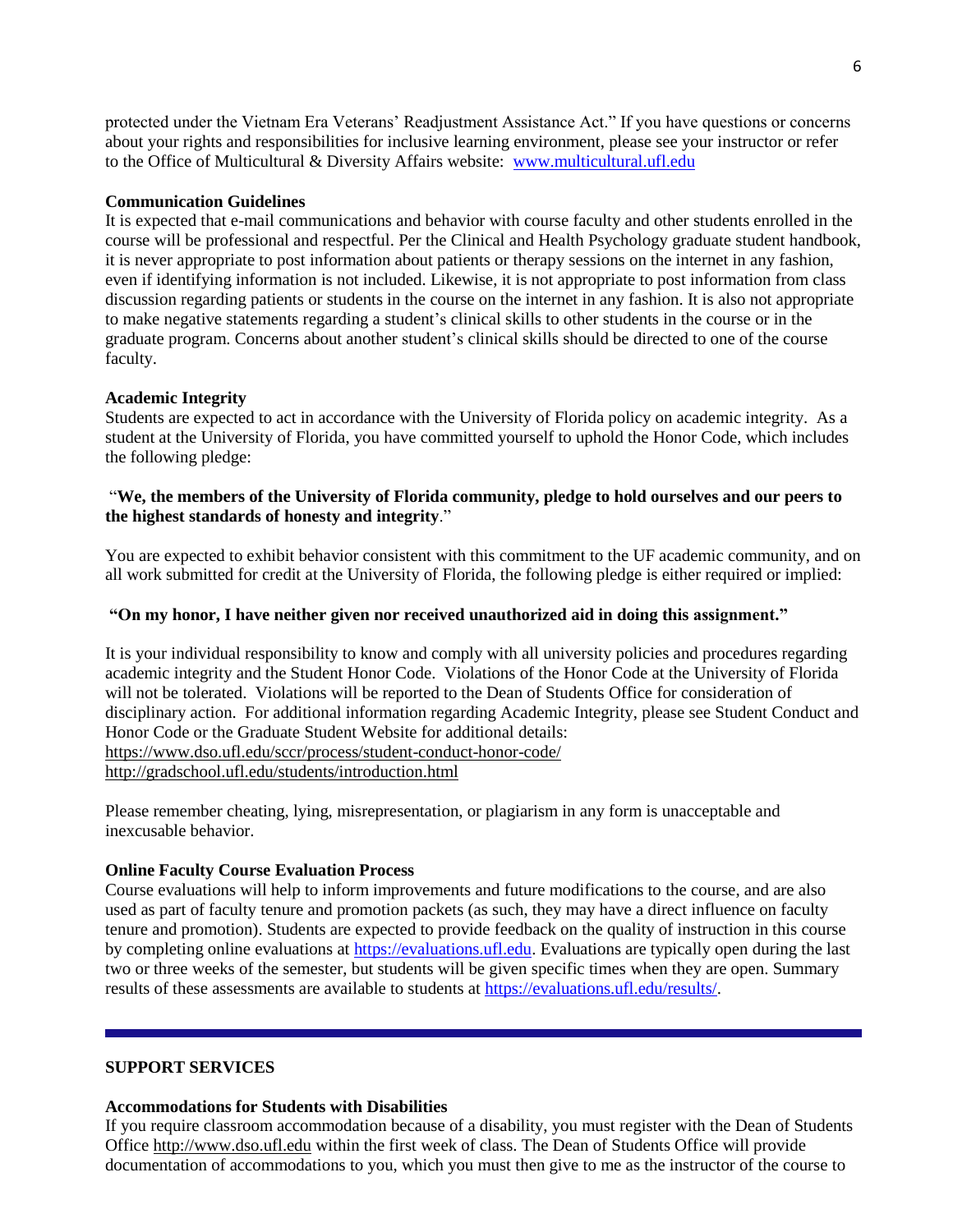protected under the Vietnam Era Veterans' Readjustment Assistance Act." If you have questions or concerns about your rights and responsibilities for inclusive learning environment, please see your instructor or refer to the Office of Multicultural & Diversity Affairs website: [www.multicultural.ufl.edu](www.multicultural.ufl.edu)

**Communication Guidelines**

It is expected that e-mail communications and behavior with course faculty and other students enrolled in the course will be professional and respectful. Per the Clinical and Health Psychology graduate student handbook, it is never appropriate to post information about patients or therapy sessions on the internet in any fashion, even if identifying information is not included. Likewise, it is not appropriate to post information from class discussion regarding patients or students in the course on the internet in any fashion. It is also not appropriate to make negative statements regarding a student's clinical skills to other students in the course or in the graduate program. Concerns about another student's clinical skills should be directed to one of the course faculty.

**Academic Integrity**

Students are expected to act in accordance with the University of Florida policy on academic integrity. As a student at the University of Florida, you have committed yourself to uphold the Honor Code, which includes the following pledge:

"**We, the members of the University of Florida community, pledge to hold ourselves and our peers to the highest standards of honesty and integrity**."

You are expected to exhibit behavior consistent with this commitment to the UF academic community, and on all work submitted for credit at the University of Florida, the following pledge is either required or implied:

**"On my honor, I have neither given nor received unauthorized aid in doing this assignment."**

It is your individual responsibility to know and comply with all university policies and procedures regarding academic integrity and the Student Honor Code. Violations of the Honor Code at the University of Florida will not be tolerated. Violations will be reported to the Dean of Students Office for consideration of disciplinary action. For additional information regarding Academic Integrity, please see Student Conduct and Honor Code or the Graduate Student Website for additional details:
https://www.dso.ufl.edu/sccr/process/student-conduct-honor-code/
http://gradschool.ufl.edu/students/introduction.html

Please remember cheating, lying, misrepresentation, or plagiarism in any form is unacceptable and inexcusable behavior.

**Online Faculty Course Evaluation Process**

Course evaluations will help to inform improvements and future modifications to the course, and are also used as part of faculty tenure and promotion packets (as such, they may have a direct influence on faculty tenure and promotion). Students are expected to provide feedback on the quality of instruction in this course by completing online evaluations at https://evaluations.ufl.edu. Evaluations are typically open during the last two or three weeks of the semester, but students will be given specific times when they are open. Summary results of these assessments are available to students at https://evaluations.ufl.edu/results/.

---

## SUPPORT SERVICES

**Accommodations for Students with Disabilities**

If you require classroom accommodation because of a disability, you must register with the Dean of Students Office http://www.dso.ufl.edu within the first week of class. The Dean of Students Office will provide documentation of accommodations to you, which you must then give to me as the instructor of the course to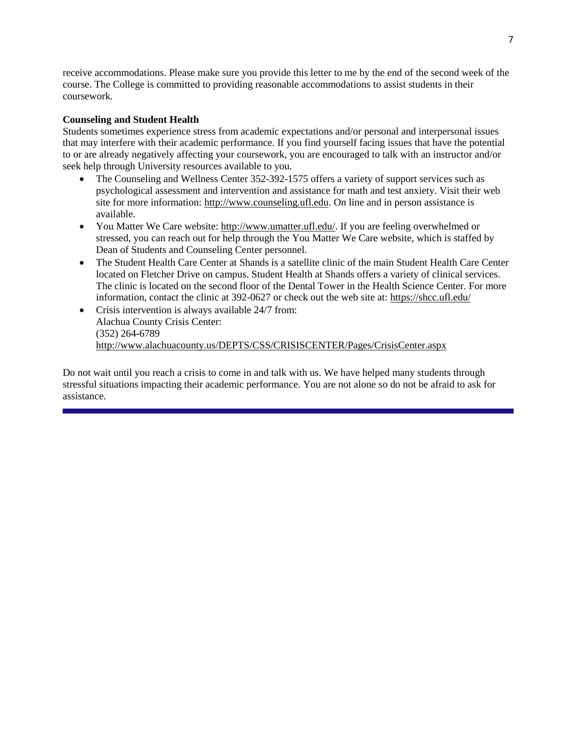receive accommodations. Please make sure you provide this letter to me by the end of the second week of the course. The College is committed to providing reasonable accommodations to assist students in their coursework.

**Counseling and Student Health**

Students sometimes experience stress from academic expectations and/or personal and interpersonal issues that may interfere with their academic performance. If you find yourself facing issues that have the potential to or are already negatively affecting your coursework, you are encouraged to talk with an instructor and/or seek help through University resources available to you.

- The Counseling and Wellness Center 352-392-1575 offers a variety of support services such as psychological assessment and intervention and assistance for math and test anxiety. Visit their web site for more information: http://www.counseling.ufl.edu. On line and in person assistance is available.
- You Matter We Care website: http://www.umatter.ufl.edu/. If you are feeling overwhelmed or stressed, you can reach out for help through the You Matter We Care website, which is staffed by Dean of Students and Counseling Center personnel.
- The Student Health Care Center at Shands is a satellite clinic of the main Student Health Care Center located on Fletcher Drive on campus. Student Health at Shands offers a variety of clinical services. The clinic is located on the second floor of the Dental Tower in the Health Science Center. For more information, contact the clinic at 392-0627 or check out the web site at: https://shcc.ufl.edu/
- Crisis intervention is always available 24/7 from:
  Alachua County Crisis Center:
  (352) 264-6789
  http://www.alachuacounty.us/DEPTS/CSS/CRISISCENTER/Pages/CrisisCenter.aspx

Do not wait until you reach a crisis to come in and talk with us. We have helped many students through stressful situations impacting their academic performance. You are not alone so do not be afraid to ask for assistance.